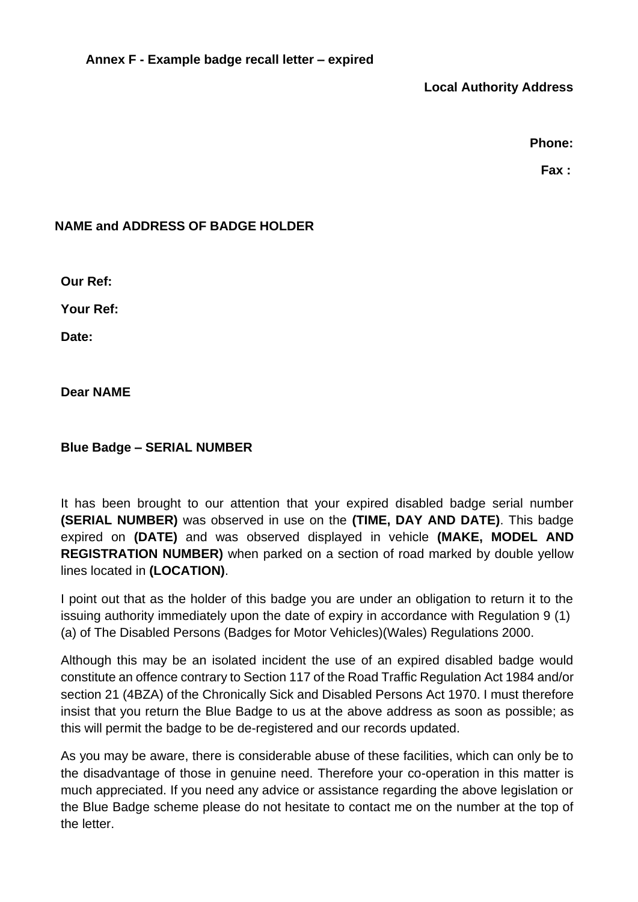**Annex F - Example badge recall letter – expired**

**Local Authority Address**

**Phone:**

**Fax :**

**NAME and ADDRESS OF BADGE HOLDER**

**Our Ref:**

**Your Ref:**

**Date:**

**Dear NAME**

**Blue Badge – SERIAL NUMBER**

It has been brought to our attention that your expired disabled badge serial number **(SERIAL NUMBER)** was observed in use on the **(TIME, DAY AND DATE)**. This badge expired on **(DATE)** and was observed displayed in vehicle **(MAKE, MODEL AND REGISTRATION NUMBER)** when parked on a section of road marked by double yellow lines located in **(LOCATION)**.

I point out that as the holder of this badge you are under an obligation to return it to the issuing authority immediately upon the date of expiry in accordance with Regulation 9 (1) (a) of The Disabled Persons (Badges for Motor Vehicles)(Wales) Regulations 2000.

Although this may be an isolated incident the use of an expired disabled badge would constitute an offence contrary to Section 117 of the Road Traffic Regulation Act 1984 and/or section 21 (4BZA) of the Chronically Sick and Disabled Persons Act 1970. I must therefore insist that you return the Blue Badge to us at the above address as soon as possible; as this will permit the badge to be de-registered and our records updated.

As you may be aware, there is considerable abuse of these facilities, which can only be to the disadvantage of those in genuine need. Therefore your co-operation in this matter is much appreciated. If you need any advice or assistance regarding the above legislation or the Blue Badge scheme please do not hesitate to contact me on the number at the top of the letter.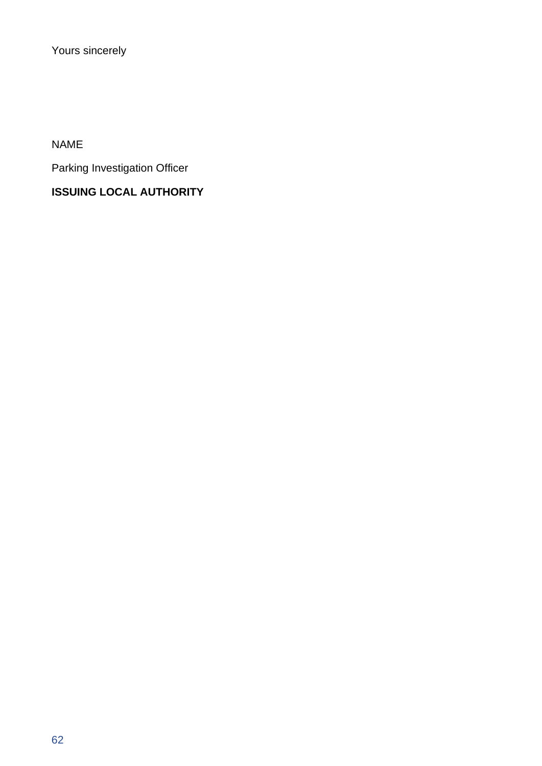Yours sincerely

NAME

Parking Investigation Officer

**ISSUING LOCAL AUTHORITY**